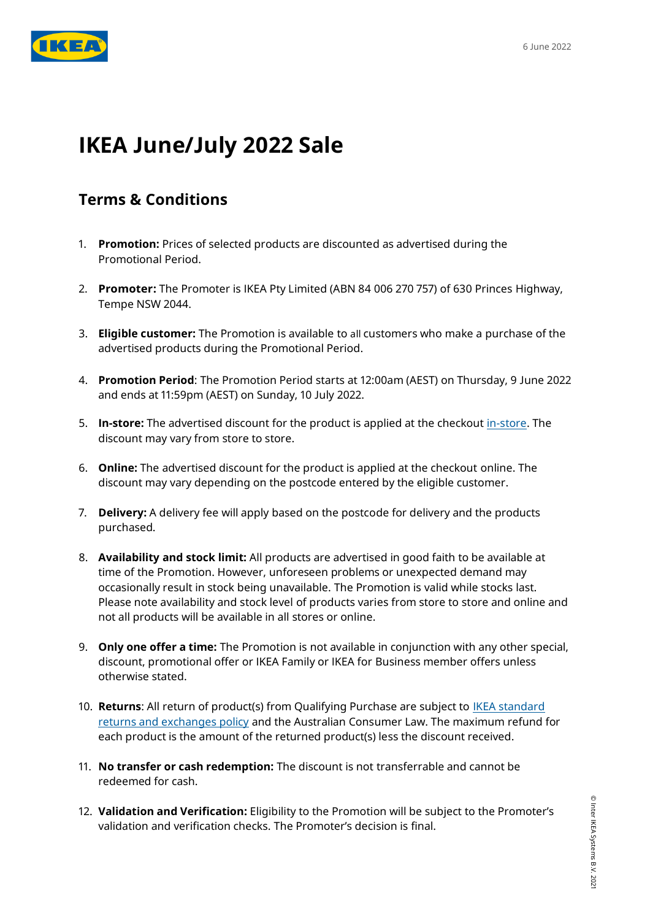6 June 2022

# IKEA June/July 2022 Sale

## Terms & Conditions

1. **Promotion:** Prices of selected products are discounted as advertised during the Promotional Period.

2. **Promoter:** The Promoter is IKEA Pty Limited (ABN 84 006 270 757) of 630 Princes Highway, Tempe NSW 2044.

3. **Eligible customer:** The Promotion is available to all customers who make a purchase of the advertised products during the Promotional Period.

4. **Promotion Period**: The Promotion Period starts at 12:00am (AEST) on Thursday, 9 June 2022 and ends at 11:59pm (AEST) on Sunday, 10 July 2022.

5. **In-store:** The advertised discount for the product is applied at the checkout in-store. The discount may vary from store to store.

6. **Online:** The advertised discount for the product is applied at the checkout online. The discount may vary depending on the postcode entered by the eligible customer.

7. **Delivery:** A delivery fee will apply based on the postcode for delivery and the products purchased.

8. **Availability and stock limit:** All products are advertised in good faith to be available at time of the Promotion. However, unforeseen problems or unexpected demand may occasionally result in stock being unavailable. The Promotion is valid while stocks last. Please note availability and stock level of products varies from store to store and online and not all products will be available in all stores or online.

9. **Only one offer a time:** The Promotion is not available in conjunction with any other special, discount, promotional offer or IKEA Family or IKEA for Business member offers unless otherwise stated.

10. **Returns**: All return of product(s) from Qualifying Purchase are subject to IKEA standard returns and exchanges policy and the Australian Consumer Law. The maximum refund for each product is the amount of the returned product(s) less the discount received.

11. **No transfer or cash redemption:** The discount is not transferrable and cannot be redeemed for cash.

12. **Validation and Verification:** Eligibility to the Promotion will be subject to the Promoter's validation and verification checks. The Promoter's decision is final.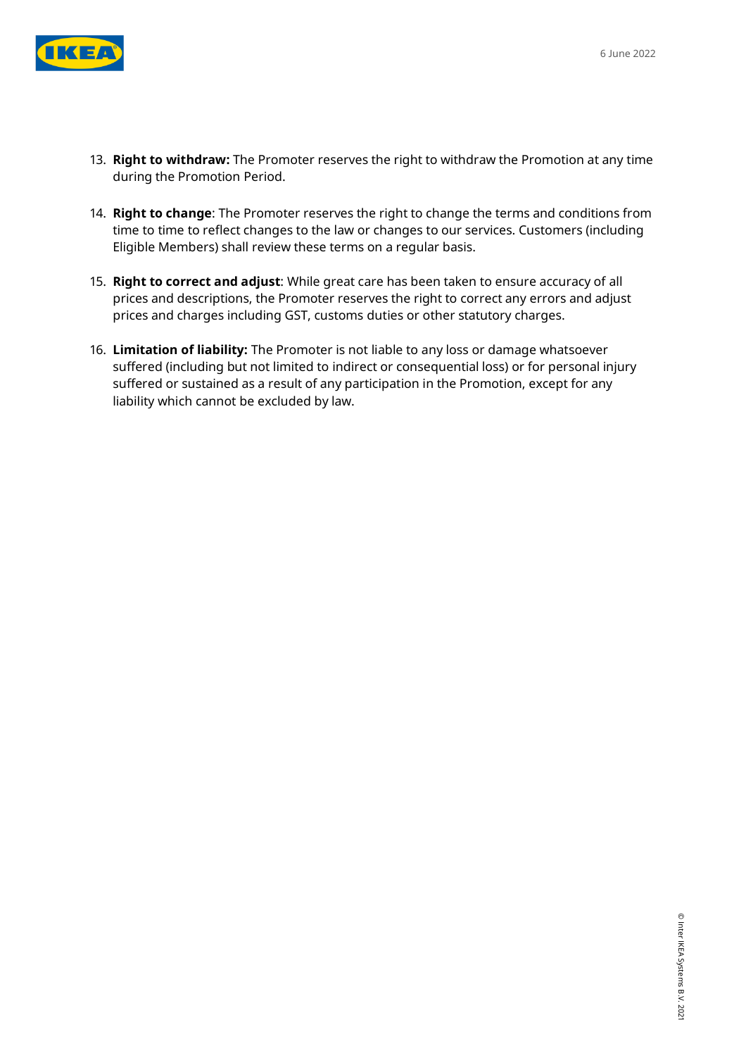13. **Right to withdraw:** The Promoter reserves the right to withdraw the Promotion at any time during the Promotion Period.

14. **Right to change**: The Promoter reserves the right to change the terms and conditions from time to time to reflect changes to the law or changes to our services. Customers (including Eligible Members) shall review these terms on a regular basis.

15. **Right to correct and adjust**: While great care has been taken to ensure accuracy of all prices and descriptions, the Promoter reserves the right to correct any errors and adjust prices and charges including GST, customs duties or other statutory charges.

16. **Limitation of liability:** The Promoter is not liable to any loss or damage whatsoever suffered (including but not limited to indirect or consequential loss) or for personal injury suffered or sustained as a result of any participation in the Promotion, except for any liability which cannot be excluded by law.